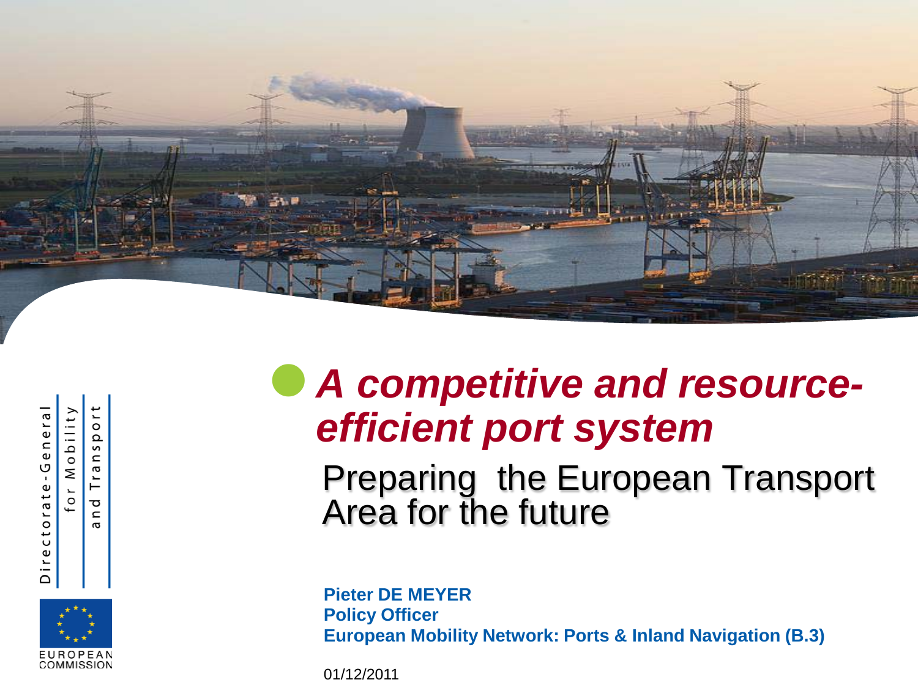Directorate-General for Mobility and Transport

EUROPEAN COMMISSION

# *A competitive and resource-efficient port system*

## Preparing the European Transport Area for the future

**Pieter DE MEYER**
**Policy Officer**
**European Mobility Network: Ports & Inland Navigation (B.3)**

01/12/2011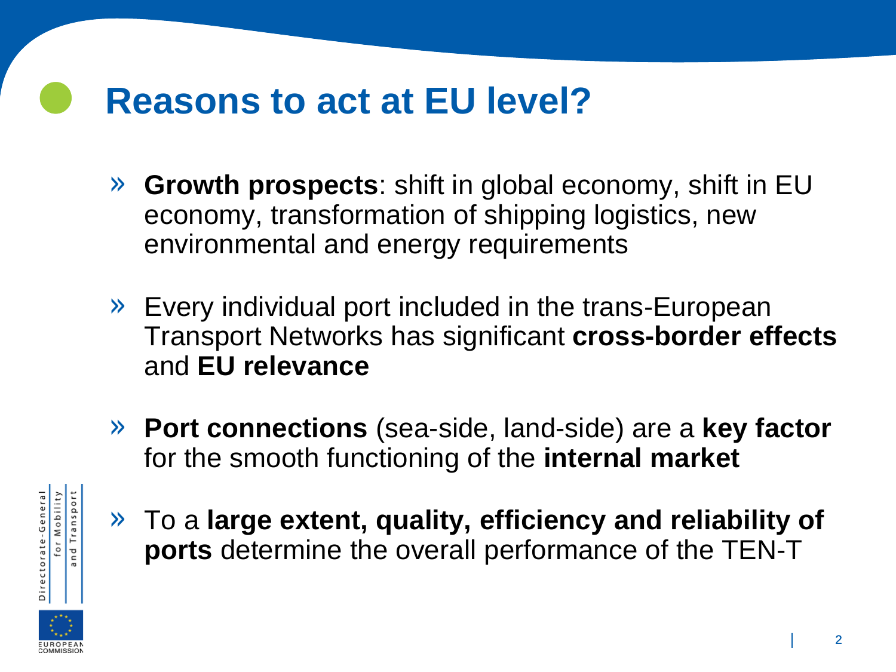# Reasons to act at EU level?

- **Growth prospects**: shift in global economy, shift in EU economy, transformation of shipping logistics, new environmental and energy requirements

- Every individual port included in the trans-European Transport Networks has significant **cross-border effects** and **EU relevance**

- **Port connections** (sea-side, land-side) are a **key factor** for the smooth functioning of the **internal market**

- To a **large extent, quality, efficiency and reliability of ports** determine the overall performance of the TEN-T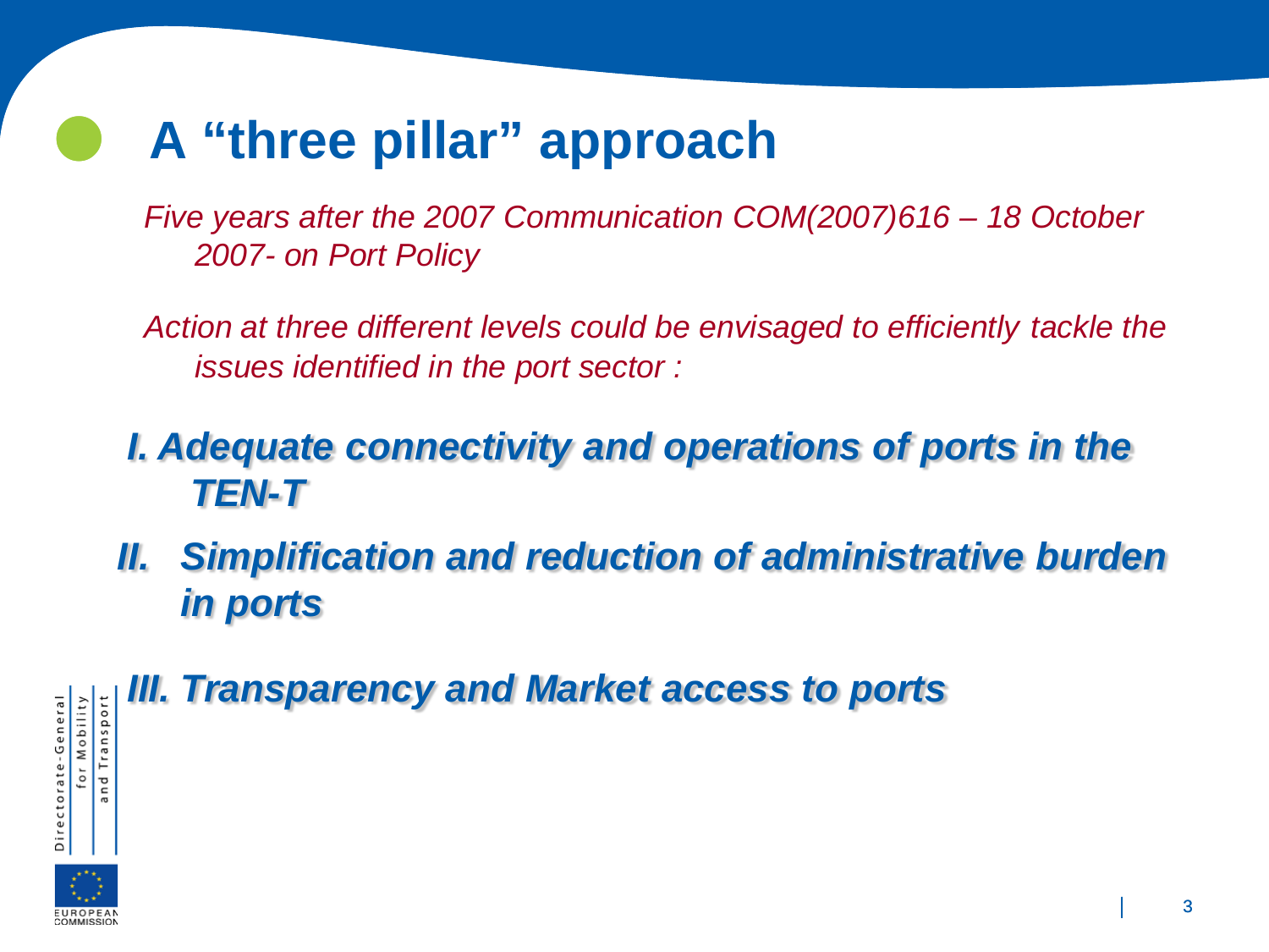# A "three pillar" approach

*Five years after the 2007 Communication COM(2007)616 – 18 October 2007- on Port Policy*

*Action at three different levels could be envisaged to efficiently tackle the issues identified in the port sector :*

***I. Adequate connectivity and operations of ports in the TEN-T***

***II. Simplification and reduction of administrative burden in ports***

***III. Transparency and Market access to ports***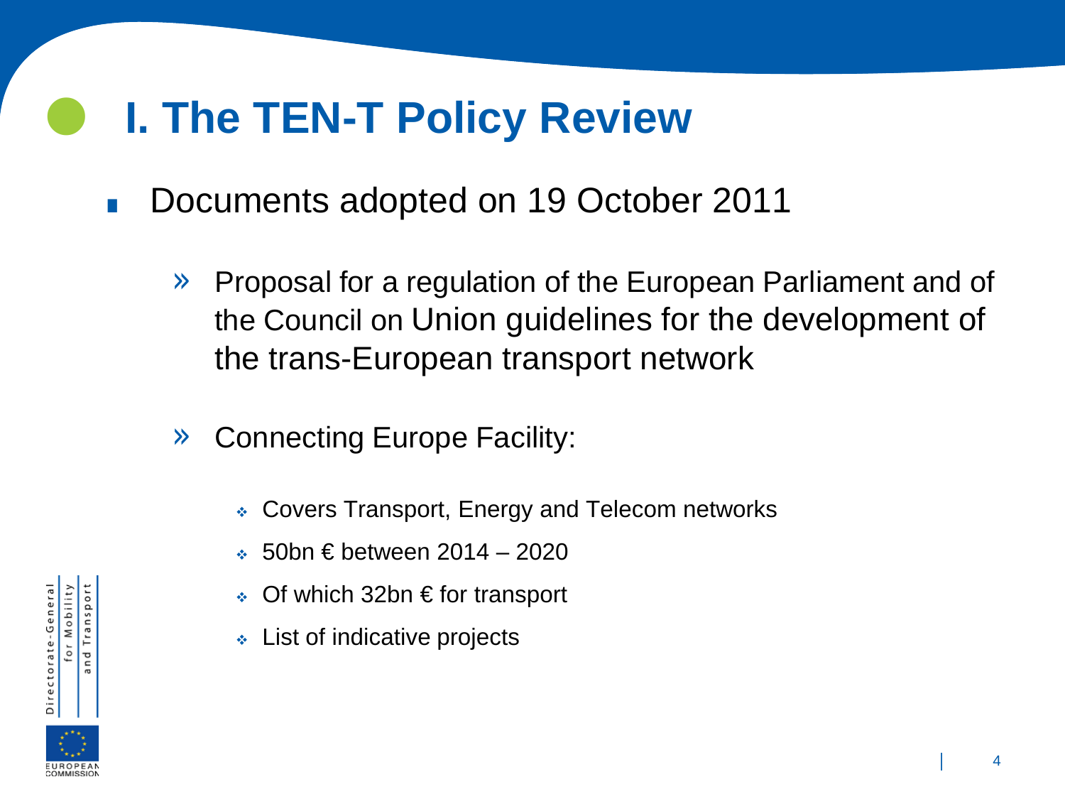# I. The TEN-T Policy Review

- Documents adopted on 19 October 2011
  - Proposal for a regulation of the European Parliament and of the Council on Union guidelines for the development of the trans-European transport network
  - Connecting Europe Facility:
    - Covers Transport, Energy and Telecom networks
    - 50bn € between 2014 – 2020
    - Of which 32bn € for transport
    - List of indicative projects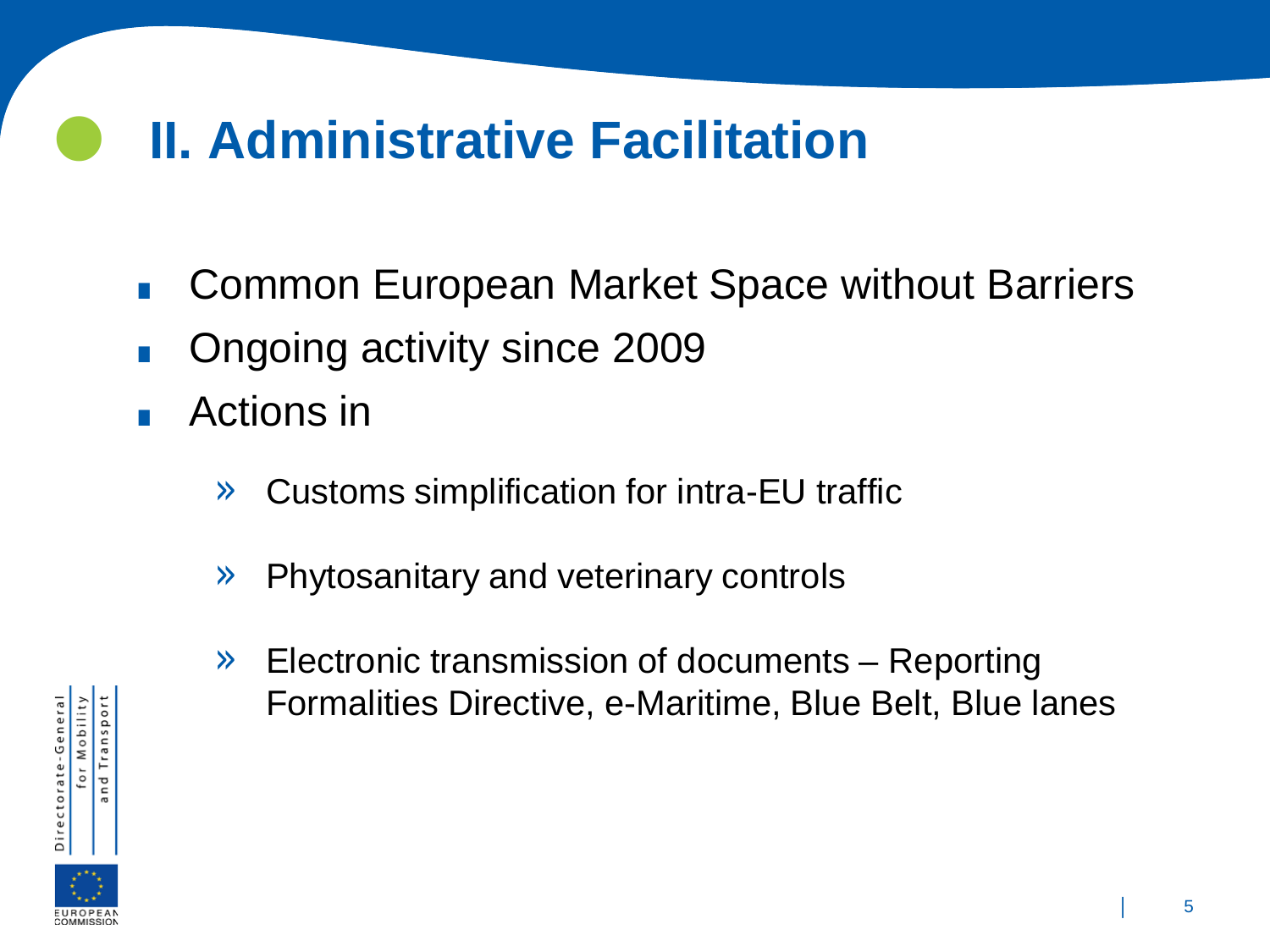# II. Administrative Facilitation

- Common European Market Space without Barriers
- Ongoing activity since 2009
- Actions in
  - Customs simplification for intra-EU traffic
  - Phytosanitary and veterinary controls
  - Electronic transmission of documents – Reporting Formalities Directive, e-Maritime, Blue Belt, Blue lanes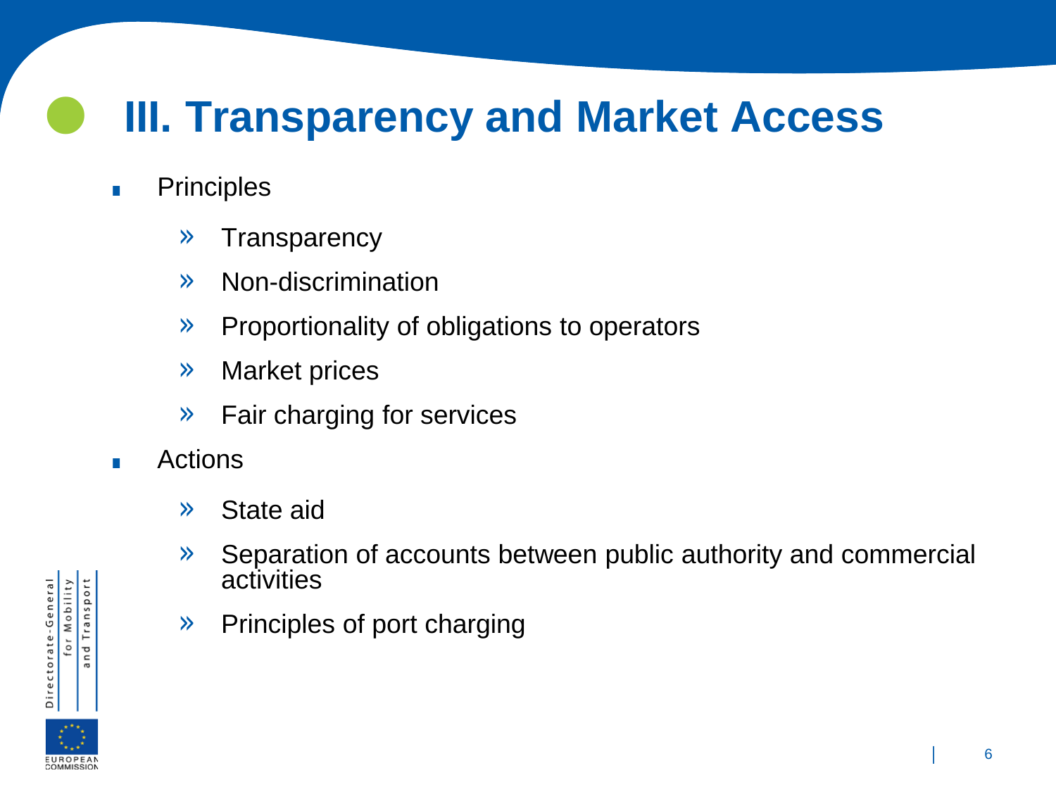# III. Transparency and Market Access

- Principles
  - Transparency
  - Non-discrimination
  - Proportionality of obligations to operators
  - Market prices
  - Fair charging for services
- Actions
  - State aid
  - Separation of accounts between public authority and commercial activities
  - Principles of port charging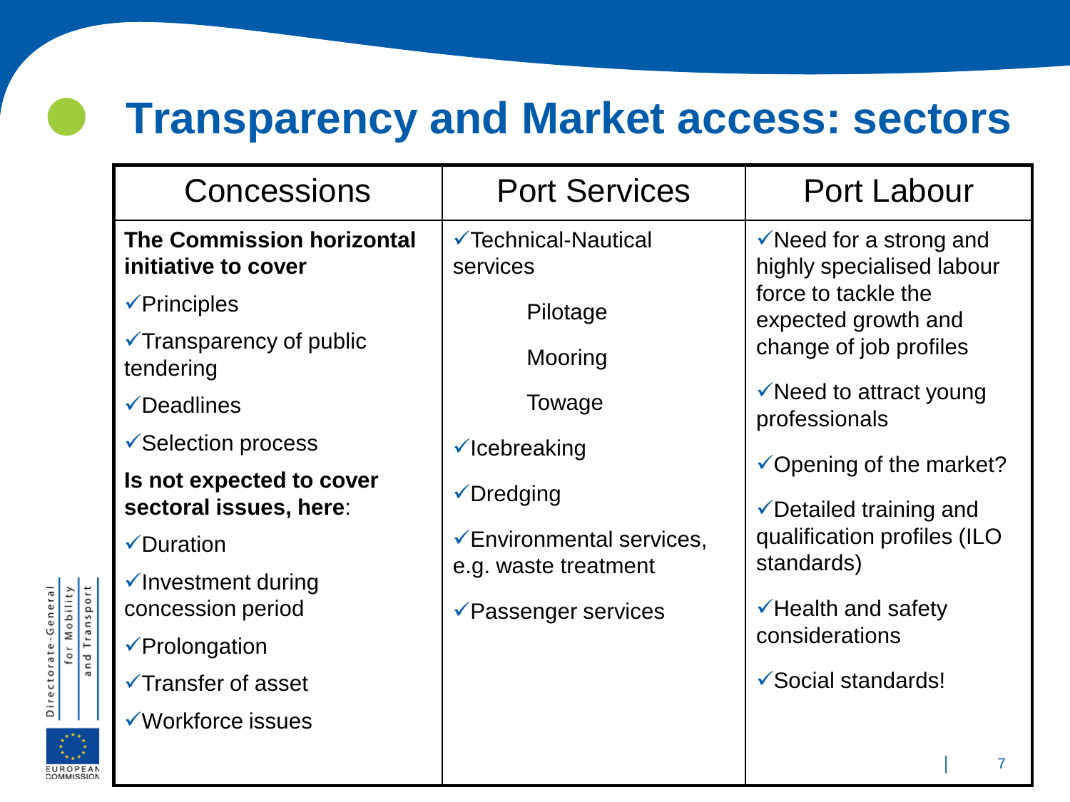# Transparency and Market access: sectors

| Concessions | Port Services | Port Labour |
|---|---|---|
| **The Commission horizontal initiative to cover**<br>✓Principles<br>✓Transparency of public tendering<br>✓Deadlines<br>✓Selection process<br>**Is not expected to cover sectoral issues, here**:<br>✓Duration<br>✓Investment during concession period<br>✓Prolongation<br>✓Transfer of asset<br>✓Workforce issues | ✓Technical-Nautical services<br>Pilotage<br>Mooring<br>Towage<br>✓Icebreaking<br>✓Dredging<br>✓Environmental services, e.g. waste treatment<br>✓Passenger services | ✓Need for a strong and highly specialised labour force to tackle the expected growth and change of job profiles<br>✓Need to attract young professionals<br>✓Opening of the market?<br>✓Detailed training and qualification profiles (ILO standards)<br>✓Health and safety considerations<br>✓Social standards! |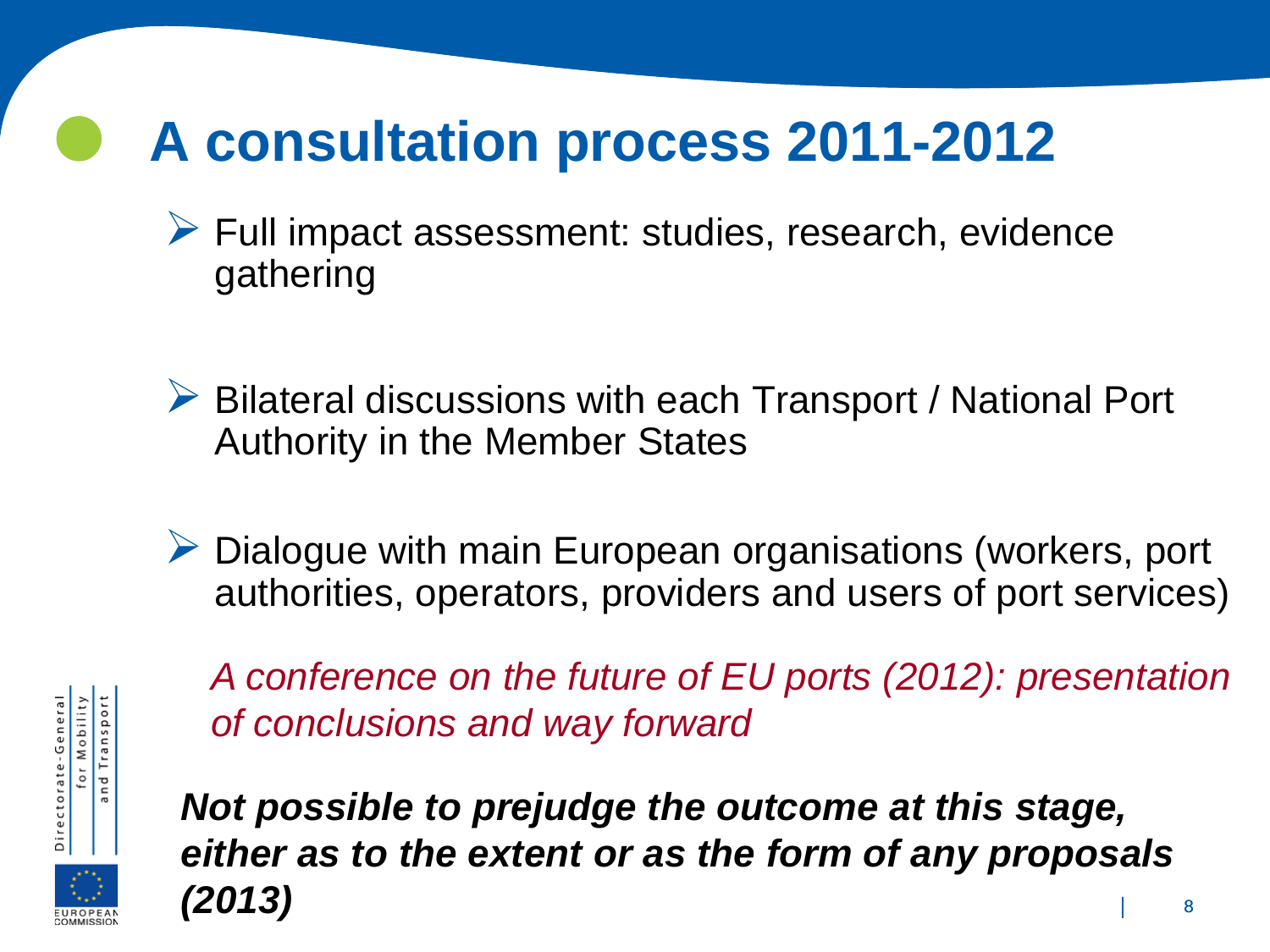# A consultation process 2011-2012

- Full impact assessment: studies, research, evidence gathering
- Bilateral discussions with each Transport / National Port Authority in the Member States
- Dialogue with main European organisations (workers, port authorities, operators, providers and users of port services)

*A conference on the future of EU ports (2012): presentation of conclusions and way forward*

***Not possible to prejudge the outcome at this stage, either as to the extent or as the form of any proposals (2013)***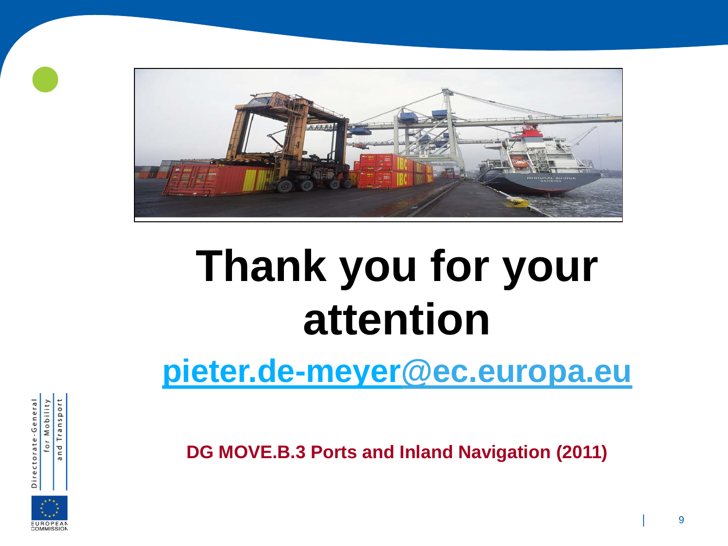# Thank you for your attention

[pieter.de-meyer@ec.europa.eu](mailto:pieter.de-meyer@ec.europa.eu)

**DG MOVE.B.3 Ports and Inland Navigation (2011)**